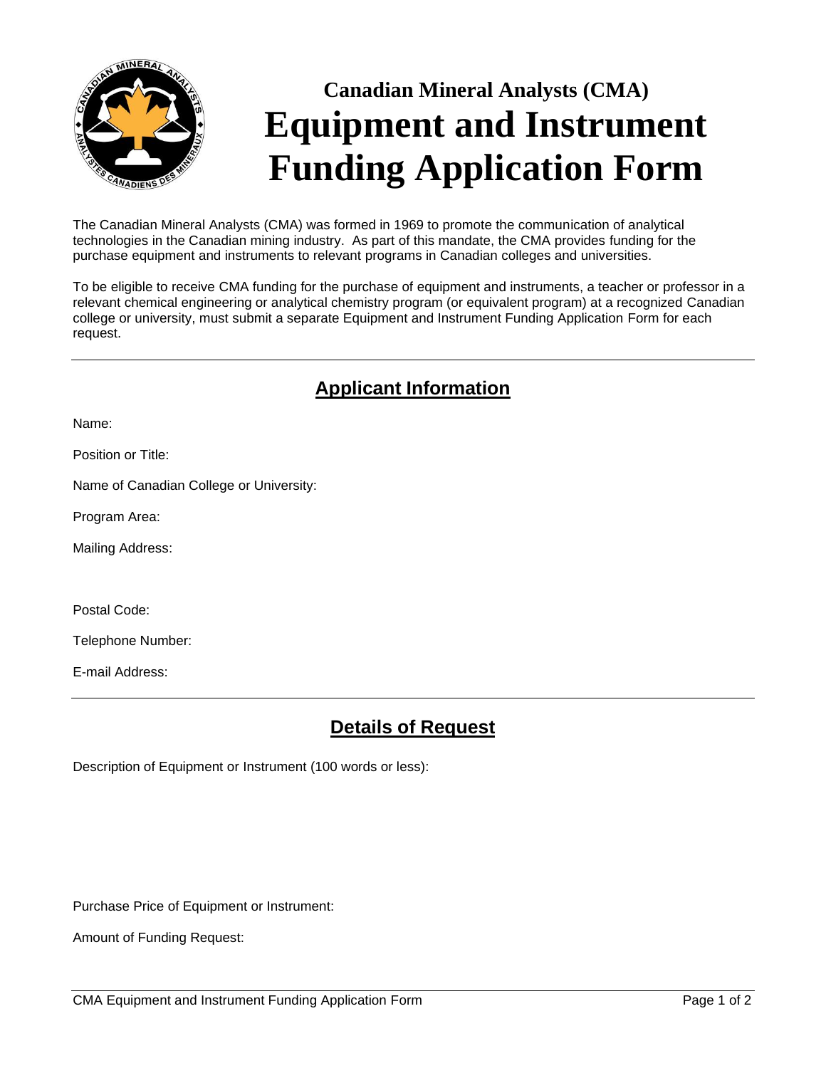## Canadian Mineral Analysts (CMA)

# Equipment and Instrument Funding Application Form

The Canadian Mineral Analysts (CMA) was formed in 1969 to promote the communication of analytical technologies in the Canadian mining industry. As part of this mandate, the CMA provides funding for the purchase equipment and instruments to relevant programs in Canadian colleges and universities.

To be eligible to receive CMA funding for the purchase of equipment and instruments, a teacher or professor in a relevant chemical engineering or analytical chemistry program (or equivalent program) at a recognized Canadian college or university, must submit a separate Equipment and Instrument Funding Application Form for each request.

---

## Applicant Information

Name:

Position or Title:

Name of Canadian College or University:

Program Area:

Mailing Address:

Postal Code:

Telephone Number:

E-mail Address:

---

## Details of Request

Description of Equipment or Instrument (100 words or less):

Purchase Price of Equipment or Instrument:

Amount of Funding Request: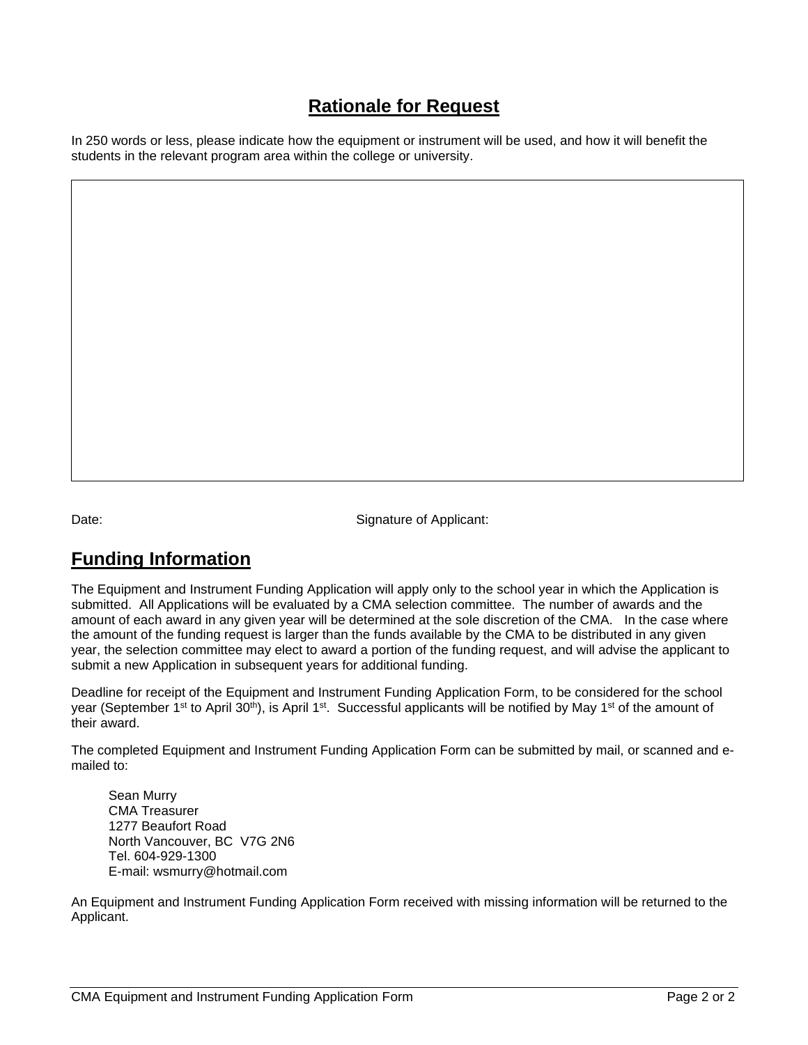## Rationale for Request

In 250 words or less, please indicate how the equipment or instrument will be used, and how it will benefit the students in the relevant program area within the college or university.

Date: Signature of Applicant:

## Funding Information

The Equipment and Instrument Funding Application will apply only to the school year in which the Application is submitted. All Applications will be evaluated by a CMA selection committee. The number of awards and the amount of each award in any given year will be determined at the sole discretion of the CMA. In the case where the amount of the funding request is larger than the funds available by the CMA to be distributed in any given year, the selection committee may elect to award a portion of the funding request, and will advise the applicant to submit a new Application in subsequent years for additional funding.

Deadline for receipt of the Equipment and Instrument Funding Application Form, to be considered for the school year (September 1st to April 30th), is April 1st. Successful applicants will be notified by May 1st of the amount of their award.

The completed Equipment and Instrument Funding Application Form can be submitted by mail, or scanned and e-mailed to:

Sean Murry
CMA Treasurer
1277 Beaufort Road
North Vancouver, BC V7G 2N6
Tel. 604-929-1300
E-mail: wsmurry@hotmail.com

An Equipment and Instrument Funding Application Form received with missing information will be returned to the Applicant.